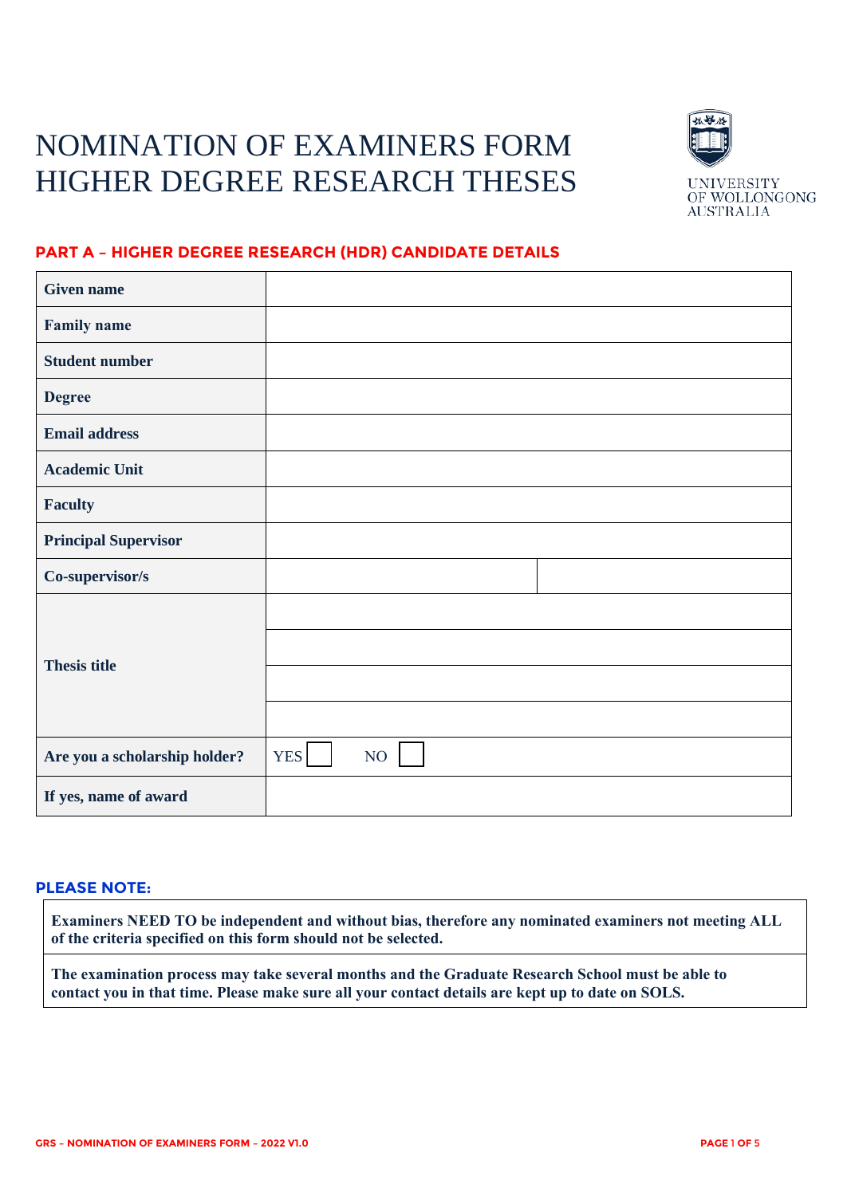# NOMINATION OF EXAMINERS FORM HIGHER DEGREE RESEARCH THESES

UNIVERSITY OF WOLLONGONG AUSTRALIA

## PART A – HIGHER DEGREE RESEARCH (HDR) CANDIDATE DETAILS

| | | |
|---|---|---|
| **Given name** | | |
| **Family name** | | |
| **Student number** | | |
| **Degree** | | |
| **Email address** | | |
| **Academic Unit** | | |
| **Faculty** | | |
| **Principal Supervisor** | | |
| **Co-supervisor/s** | | |
| **Thesis title** | | |
| | | |
| | | |
| | | |
| **Are you a scholarship holder?** | YES ☐ NO ☐ | |
| **If yes, name of award** | | |

## PLEASE NOTE:

**Examiners NEED TO be independent and without bias, therefore any nominated examiners not meeting ALL of the criteria specified on this form should not be selected.**

**The examination process may take several months and the Graduate Research School must be able to contact you in that time. Please make sure all your contact details are kept up to date on SOLS.**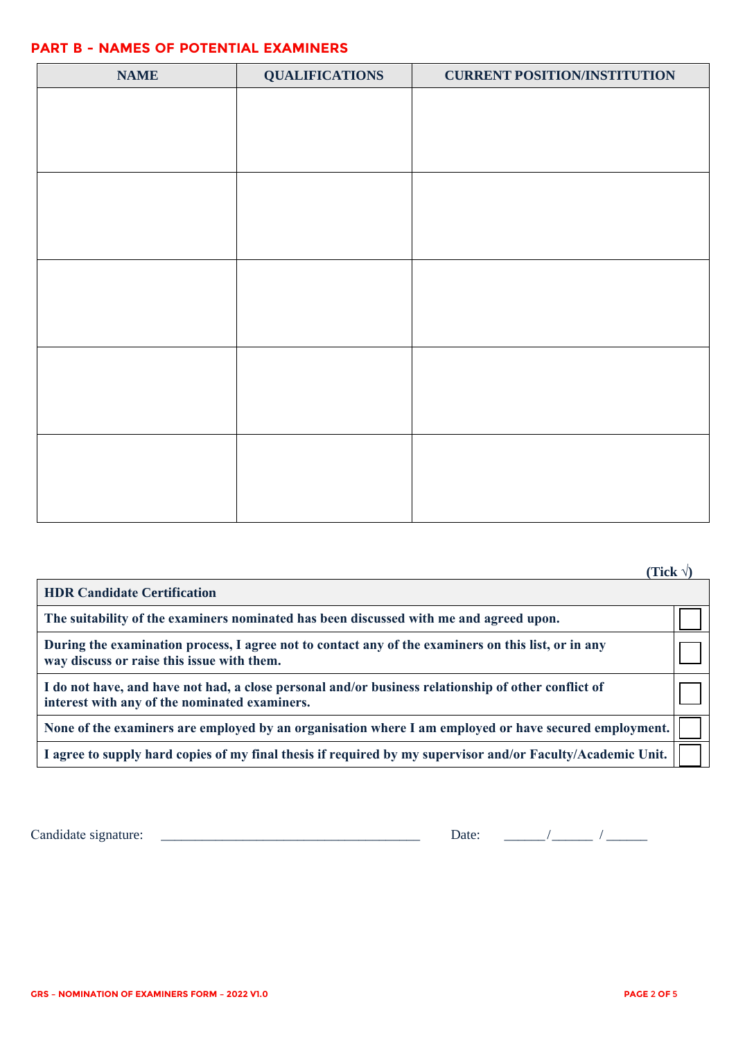## PART B - NAMES OF POTENTIAL EXAMINERS

| NAME | QUALIFICATIONS | CURRENT POSITION/INSTITUTION |
|---|---|---|
| | | |
| | | |
| | | |
| | | |
| | | |

| HDR Candidate Certification | (Tick √) |
|---|---|
| The suitability of the examiners nominated has been discussed with me and agreed upon. | ☐ |
| During the examination process, I agree not to contact any of the examiners on this list, or in any way discuss or raise this issue with them. | ☐ |
| I do not have, and have not had, a close personal and/or business relationship of other conflict of interest with any of the nominated examiners. | ☐ |
| None of the examiners are employed by an organisation where I am employed or have secured employment. | ☐ |
| I agree to supply hard copies of my final thesis if required by my supervisor and/or Faculty/Academic Unit. | ☐ |

Candidate signature: ______________________________________ Date: ______/______ /______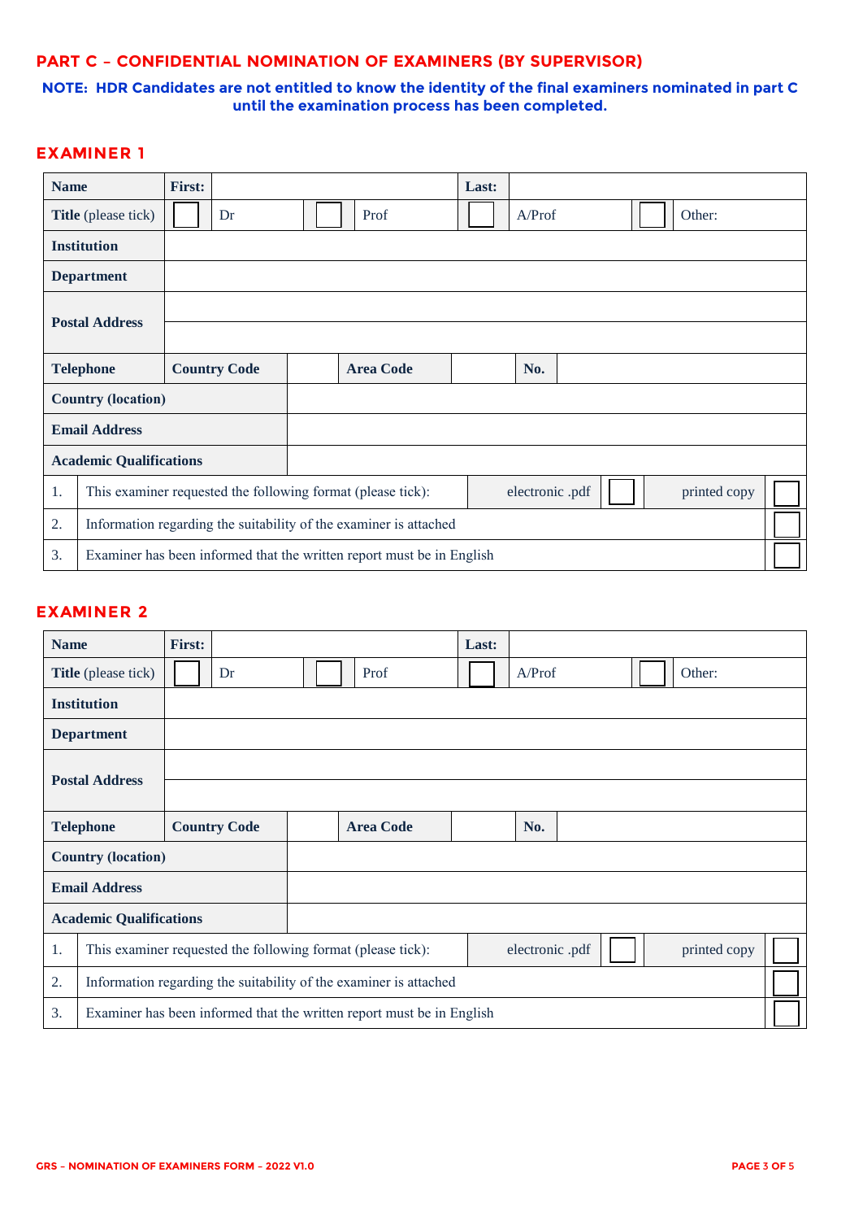## PART C – CONFIDENTIAL NOMINATION OF EXAMINERS (BY SUPERVISOR)

**NOTE: HDR Candidates are not entitled to know the identity of the final examiners nominated in part C until the examination process has been completed.**

### EXAMINER 1

| **Name** | **First:** | | | | **Last:** | | | |
|---|---|---|---|---|---|---|---|---|
| **Title** (please tick) | ☐ | Dr | ☐ | Prof | ☐ | A/Prof | ☐ | Other: |
| **Institution** | | | | | | | | |
| **Department** | | | | | | | | |
| **Postal Address** | | | | | | | | |
| | | | | | | | | |
| **Telephone** | **Country Code** | | **Area Code** | | **No.** | | | |
| **Country (location)** | | | | | | | | |
| **Email Address** | | | | | | | | |
| **Academic Qualifications** | | | | | | | | |

| | | | | | |
|---|---|---|---|---|---|
| 1. | This examiner requested the following format (please tick): | electronic .pdf | ☐ | printed copy | ☐ |
| 2. | Information regarding the suitability of the examiner is attached | | | | ☐ |
| 3. | Examiner has been informed that the written report must be in English | | | | ☐ |

### EXAMINER 2

| **Name** | **First:** | | | | **Last:** | | | |
|---|---|---|---|---|---|---|---|---|
| **Title** (please tick) | ☐ | Dr | ☐ | Prof | ☐ | A/Prof | ☐ | Other: |
| **Institution** | | | | | | | | |
| **Department** | | | | | | | | |
| **Postal Address** | | | | | | | | |
| | | | | | | | | |
| **Telephone** | **Country Code** | | **Area Code** | | **No.** | | | |
| **Country (location)** | | | | | | | | |
| **Email Address** | | | | | | | | |
| **Academic Qualifications** | | | | | | | | |

| | | | | | |
|---|---|---|---|---|---|
| 1. | This examiner requested the following format (please tick): | electronic .pdf | ☐ | printed copy | ☐ |
| 2. | Information regarding the suitability of the examiner is attached | | | | ☐ |
| 3. | Examiner has been informed that the written report must be in English | | | | ☐ |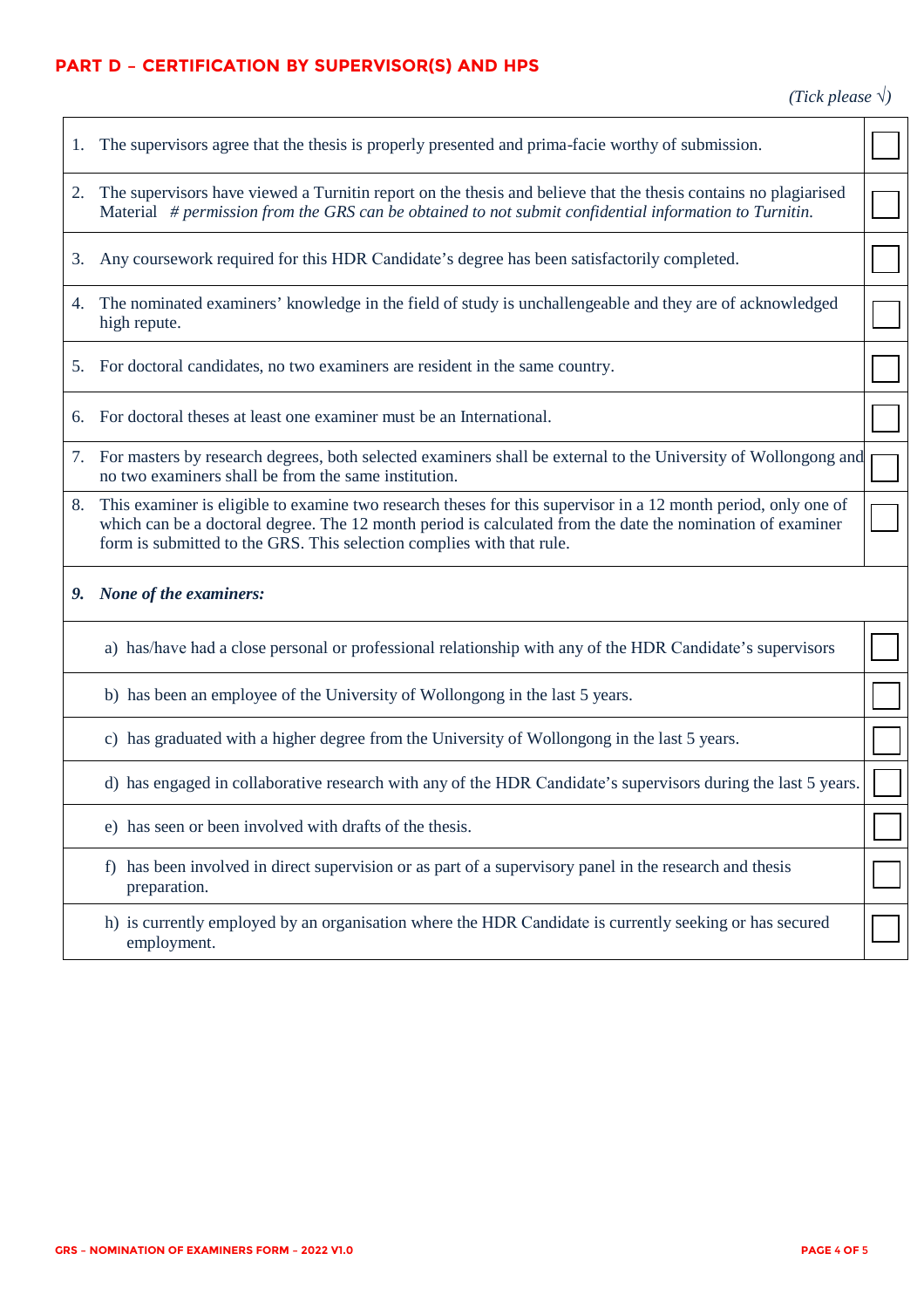## PART D – CERTIFICATION BY SUPERVISOR(S) AND HPS

*(Tick please √)*

| | |
|---|---|
| 1. The supervisors agree that the thesis is properly presented and prima-facie worthy of submission. | ☐ |
| 2. The supervisors have viewed a Turnitin report on the thesis and believe that the thesis contains no plagiarised Material *# permission from the GRS can be obtained to not submit confidential information to Turnitin.* | ☐ |
| 3. Any coursework required for this HDR Candidate's degree has been satisfactorily completed. | ☐ |
| 4. The nominated examiners' knowledge in the field of study is unchallengeable and they are of acknowledged high repute. | ☐ |
| 5. For doctoral candidates, no two examiners are resident in the same country. | ☐ |
| 6. For doctoral theses at least one examiner must be an International. | ☐ |
| 7. For masters by research degrees, both selected examiners shall be external to the University of Wollongong and no two examiners shall be from the same institution. | ☐ |
| 8. This examiner is eligible to examine two research theses for this supervisor in a 12 month period, only one of which can be a doctoral degree. The 12 month period is calculated from the date the nomination of examiner form is submitted to the GRS. This selection complies with that rule. | ☐ |
| ***9. None of the examiners:*** | |
| a) has/have had a close personal or professional relationship with any of the HDR Candidate's supervisors | ☐ |
| b) has been an employee of the University of Wollongong in the last 5 years. | ☐ |
| c) has graduated with a higher degree from the University of Wollongong in the last 5 years. | ☐ |
| d) has engaged in collaborative research with any of the HDR Candidate's supervisors during the last 5 years. | ☐ |
| e) has seen or been involved with drafts of the thesis. | ☐ |
| f) has been involved in direct supervision or as part of a supervisory panel in the research and thesis preparation. | ☐ |
| h) is currently employed by an organisation where the HDR Candidate is currently seeking or has secured employment. | ☐ |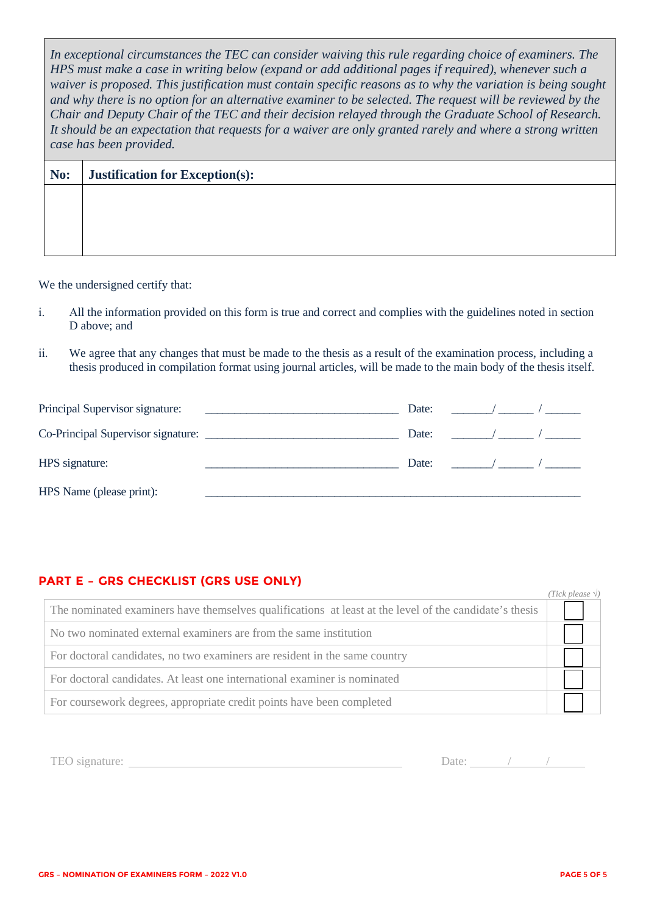*In exceptional circumstances the TEC can consider waiving this rule regarding choice of examiners. The HPS must make a case in writing below (expand or add additional pages if required), whenever such a waiver is proposed. This justification must contain specific reasons as to why the variation is being sought and why there is no option for an alternative examiner to be selected. The request will be reviewed by the Chair and Deputy Chair of the TEC and their decision relayed through the Graduate School of Research. It should be an expectation that requests for a waiver are only granted rarely and where a strong written case has been provided.*

| **No:** | **Justification for Exception(s):** |
|---|---|
| | |

We the undersigned certify that:

i. All the information provided on this form is true and correct and complies with the guidelines noted in section D above; and

ii. We agree that any changes that must be made to the thesis as a result of the examination process, including a thesis produced in compilation format using journal articles, will be made to the main body of the thesis itself.

Principal Supervisor signature: ______________________________ Date: ______/ ______ / ______

Co-Principal Supervisor signature: ______________________________ Date: ______/ ______ / ______

HPS signature: ______________________________ Date: ______/ ______ / ______

HPS Name (please print): ____________________________________________________________

## PART E – GRS CHECKLIST (GRS USE ONLY)

| | *(Tick please √)* |
|---|---|
| The nominated examiners have themselves qualifications at least at the level of the candidate's thesis | ☐ |
| No two nominated external examiners are from the same institution | ☐ |
| For doctoral candidates, no two examiners are resident in the same country | ☐ |
| For doctoral candidates. At least one international examiner is nominated | ☐ |
| For coursework degrees, appropriate credit points have been completed | ☐ |

TEO signature: ________________________________________ Date: ______/ ______/ ______